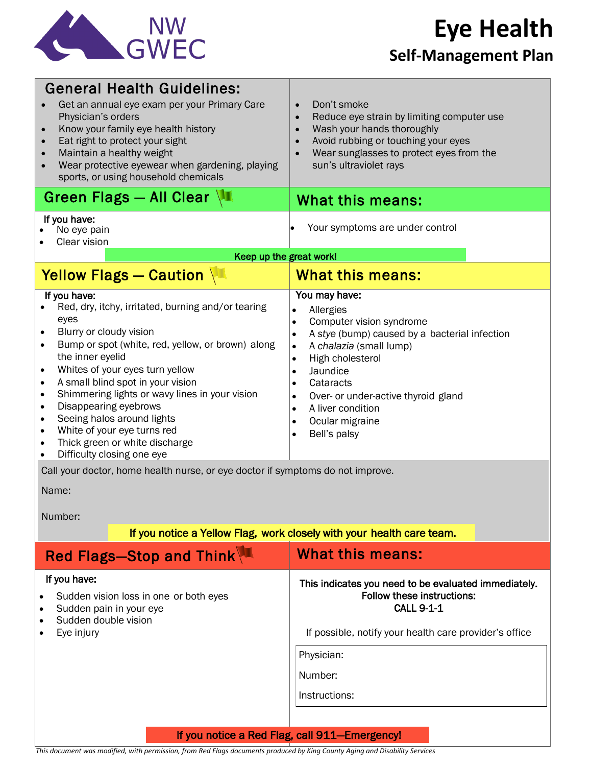NW GWEC

# Eye Health

## Self-Management Plan

### General Health Guidelines:

- Get an annual eye exam per your Primary Care Physician's orders
- Know your family eye health history
- Eat right to protect your sight
- Maintain a healthy weight
- Wear protective eyewear when gardening, playing sports, or using household chemicals
- Don't smoke
- Reduce eye strain by limiting computer use
- Wash your hands thoroughly
- Avoid rubbing or touching your eyes
- Wear sunglasses to protect eyes from the sun's ultraviolet rays

### Green Flags — All Clear

**If you have:**

- No eye pain
- Clear vision

**What this means:**

- Your symptoms are under control

**Keep up the great work!**

### Yellow Flags — Caution

**If you have:**

- Red, dry, itchy, irritated, burning and/or tearing eyes
- Blurry or cloudy vision
- Bump or spot (white, red, yellow, or brown) along the inner eyelid
- Whites of your eyes turn yellow
- A small blind spot in your vision
- Shimmering lights or wavy lines in your vision
- Disappearing eyebrows
- Seeing halos around lights
- White of your eye turns red
- Thick green or white discharge
- Difficulty closing one eye

**What this means:**

**You may have:**

- Allergies
- Computer vision syndrome
- A *stye* (bump) caused by a bacterial infection
- A *chalazia* (small lump)
- High cholesterol
- Jaundice
- Cataracts
- Over- or under-active thyroid gland
- A liver condition
- Ocular migraine
- Bell's palsy

Call your doctor, home health nurse, or eye doctor if symptoms do not improve.

Name:

Number:

**If you notice a Yellow Flag, work closely with your health care team.**

### Red Flags—Stop and Think

**If you have:**

- Sudden vision loss in one or both eyes
- Sudden pain in your eye
- Sudden double vision
- Eye injury

**What this means:**

**This indicates you need to be evaluated immediately.**
**Follow these instructions:**
**CALL 9-1-1**

If possible, notify your health care provider's office

Physician:

Number:

Instructions:

**If you notice a Red Flag, call 911—Emergency!**

*This document was modified, with permission, from Red Flags documents produced by King County Aging and Disability Services*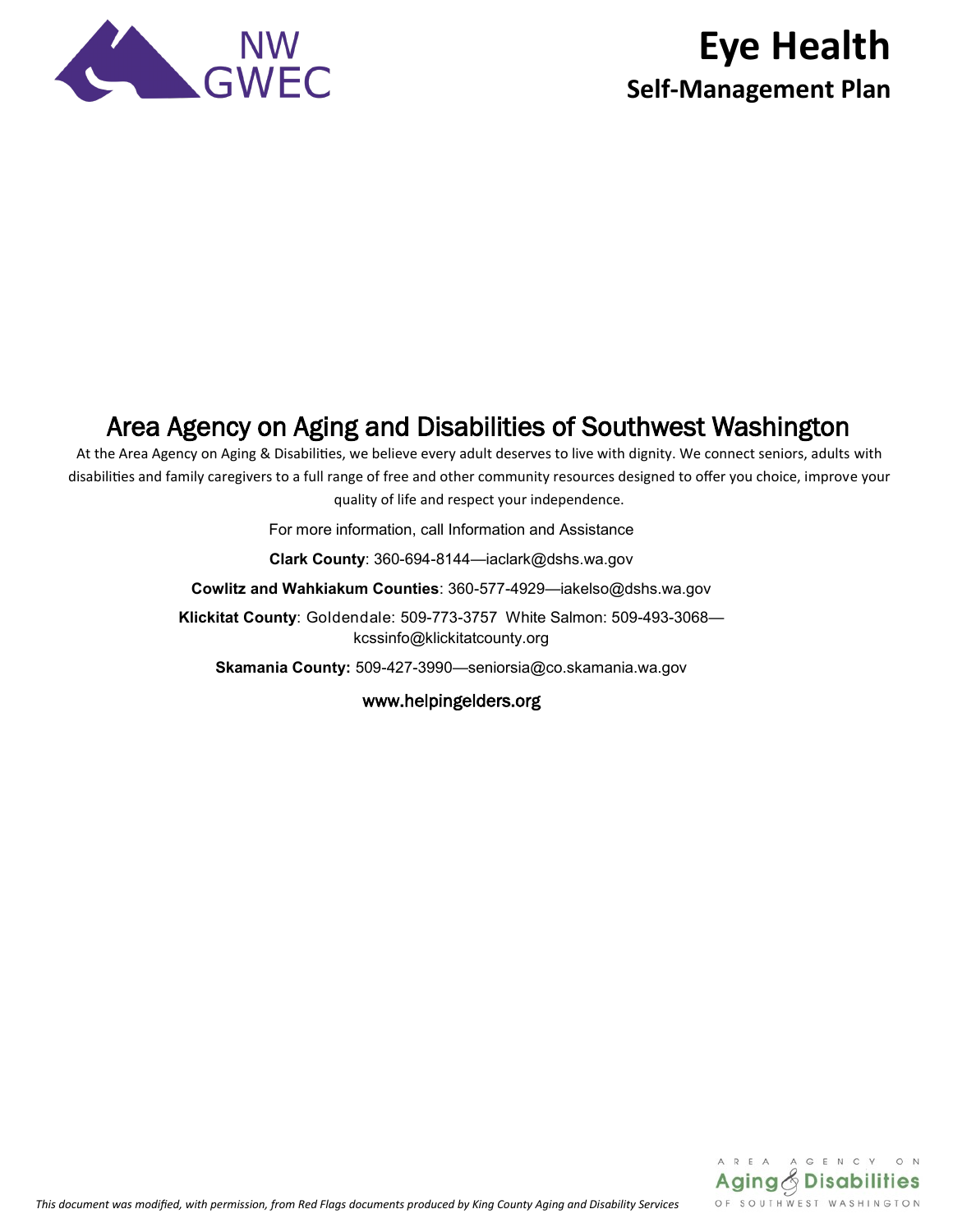NW GWEC

# Eye Health

## Self-Management Plan

## Area Agency on Aging and Disabilities of Southwest Washington

At the Area Agency on Aging & Disabilities, we believe every adult deserves to live with dignity. We connect seniors, adults with disabilities and family caregivers to a full range of free and other community resources designed to offer you choice, improve your quality of life and respect your independence.

For more information, call Information and Assistance

**Clark County**: 360-694-8144—iaclark@dshs.wa.gov

**Cowlitz and Wahkiakum Counties**: 360-577-4929—iakelso@dshs.wa.gov

**Klickitat County**: Goldendale: 509-773-3757 White Salmon: 509-493-3068—kcssinfo@klickitatcounty.org

**Skamania County:** 509-427-3990—seniorsia@co.skamania.wa.gov

www.helpingelders.org

*This document was modified, with permission, from Red Flags documents produced by King County Aging and Disability Services*

AREA AGENCY ON Aging & Disabilities OF SOUTHWEST WASHINGTON